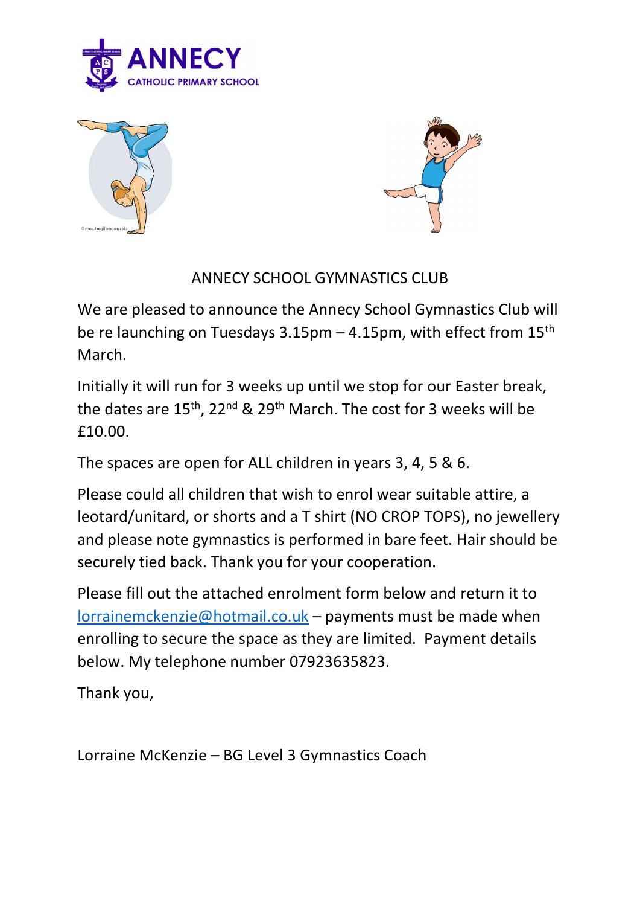ANNECY CATHOLIC PRIMARY SCHOOL

# ANNECY SCHOOL GYMNASTICS CLUB

We are pleased to announce the Annecy School Gymnastics Club will be re launching on Tuesdays 3.15pm – 4.15pm, with effect from 15th March.

Initially it will run for 3 weeks up until we stop for our Easter break, the dates are 15th, 22nd & 29th March. The cost for 3 weeks will be £10.00.

The spaces are open for ALL children in years 3, 4, 5 & 6.

Please could all children that wish to enrol wear suitable attire, a leotard/unitard, or shorts and a T shirt (NO CROP TOPS), no jewellery and please note gymnastics is performed in bare feet. Hair should be securely tied back. Thank you for your cooperation.

Please fill out the attached enrolment form below and return it to lorrainemckenzie@hotmail.co.uk – payments must be made when enrolling to secure the space as they are limited. Payment details below. My telephone number 07923635823.

Thank you,

Lorraine McKenzie – BG Level 3 Gymnastics Coach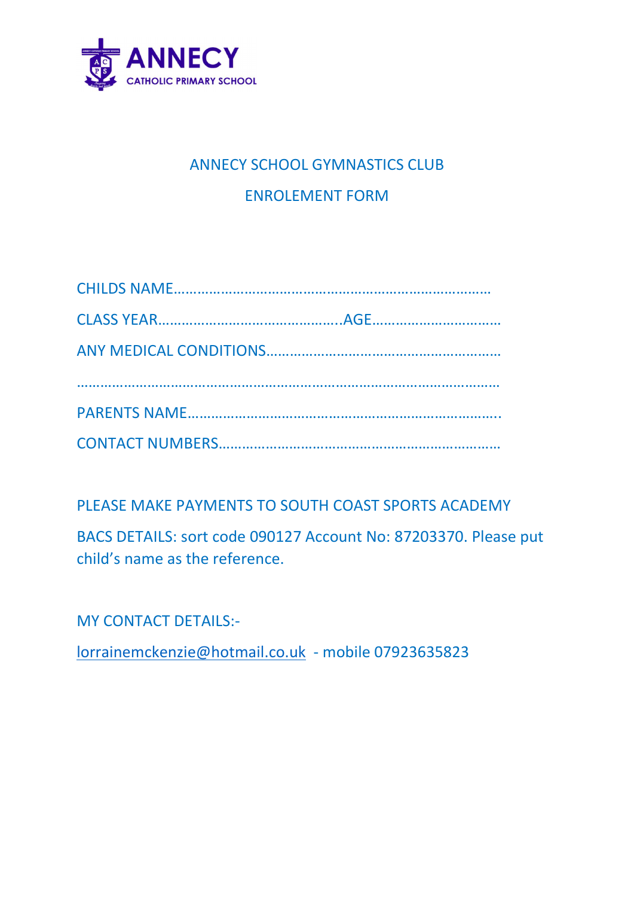ANNECY

CATHOLIC PRIMARY SCHOOL

## ANNECY SCHOOL GYMNASTICS CLUB

## ENROLEMENT FORM

CHILDS NAME……………………………………………………………………………

CLASS YEAR………………………………………..AGE……………………………

ANY MEDICAL CONDITIONS…………………………………………………….

…………………………………………………………………………………………………

PARENTS NAME………………………………………………………………………..

CONTACT NUMBERS……………………………………………………………….

PLEASE MAKE PAYMENTS TO SOUTH COAST SPORTS ACADEMY

BACS DETAILS: sort code 090127 Account No: 87203370. Please put child's name as the reference.

MY CONTACT DETAILS:-

lorrainemckenzie@hotmail.co.uk - mobile 07923635823